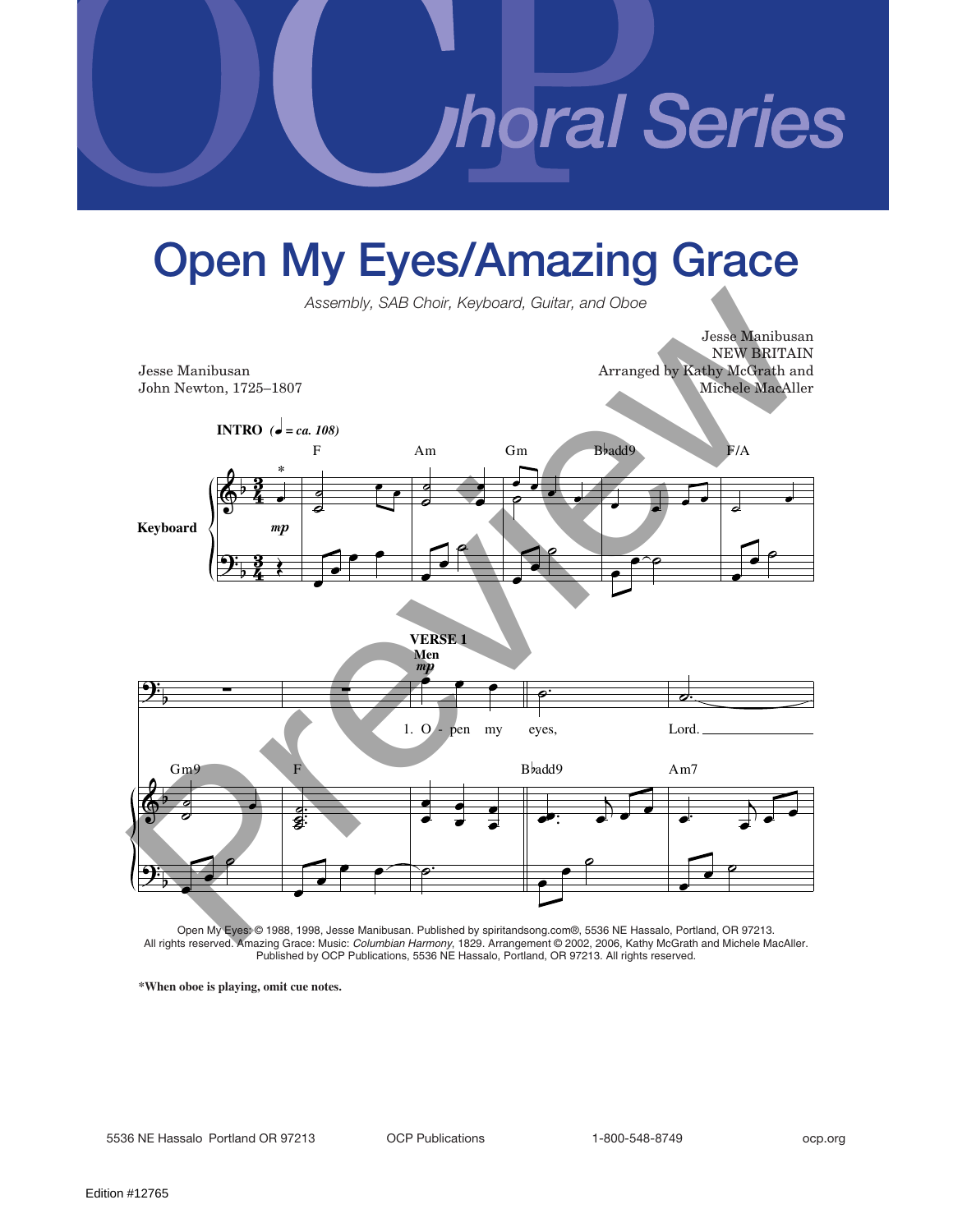# Choral Series

# Open My Eyes/Amazing Grace

*Assembly, SAB Choir, Keyboard, Guitar, and Oboe*

Jesse Manibusan
John Newton, 1725–1807

Jesse Manibusan
NEW BRITAIN
Arranged by Kathy McGrath and
Michele MacAller

INTRO (♩ = ca. 108)

Keyboard

F Am Gm B♭add9 F/A

VERSE 1
Men
*mp*

1. O - pen my eyes, Lord.

Gm9 F B♭add9 Am7

Open My Eyes: © 1988, 1998, Jesse Manibusan. Published by spiritandsong.com®, 5536 NE Hassalo, Portland, OR 97213. All rights reserved. Amazing Grace: Music: *Columbian Harmony*, 1829. Arrangement © 2002, 2006, Kathy McGrath and Michele MacAller. Published by OCP Publications, 5536 NE Hassalo, Portland, OR 97213. All rights reserved.

**\*When oboe is playing, omit cue notes.**

5536 NE Hassalo Portland OR 97213 OCP Publications 1-800-548-8749 ocp.org

Edition #12765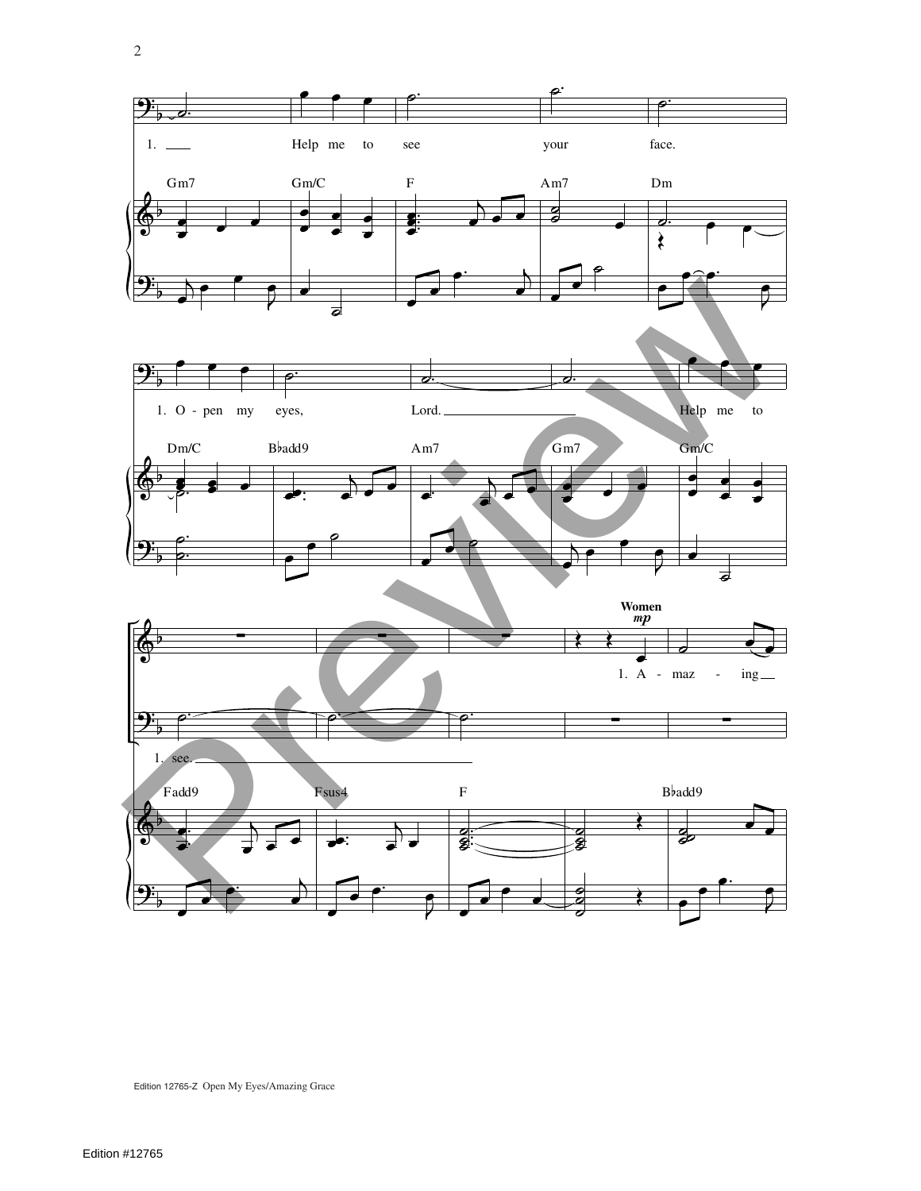1. Help me to see your face.

Gm7 | Gm/C | F | Am7 | Dm

1. O - pen my eyes, Lord. Help me to

Dm/C | B♭add9 | Am7 | Gm7 | Gm/C

**Women** *mp*

1. A - maz - ing

1. see.

Fadd9 | Fsus4 | F | B♭add9

Edition 12765-Z Open My Eyes/Amazing Grace

Edition #12765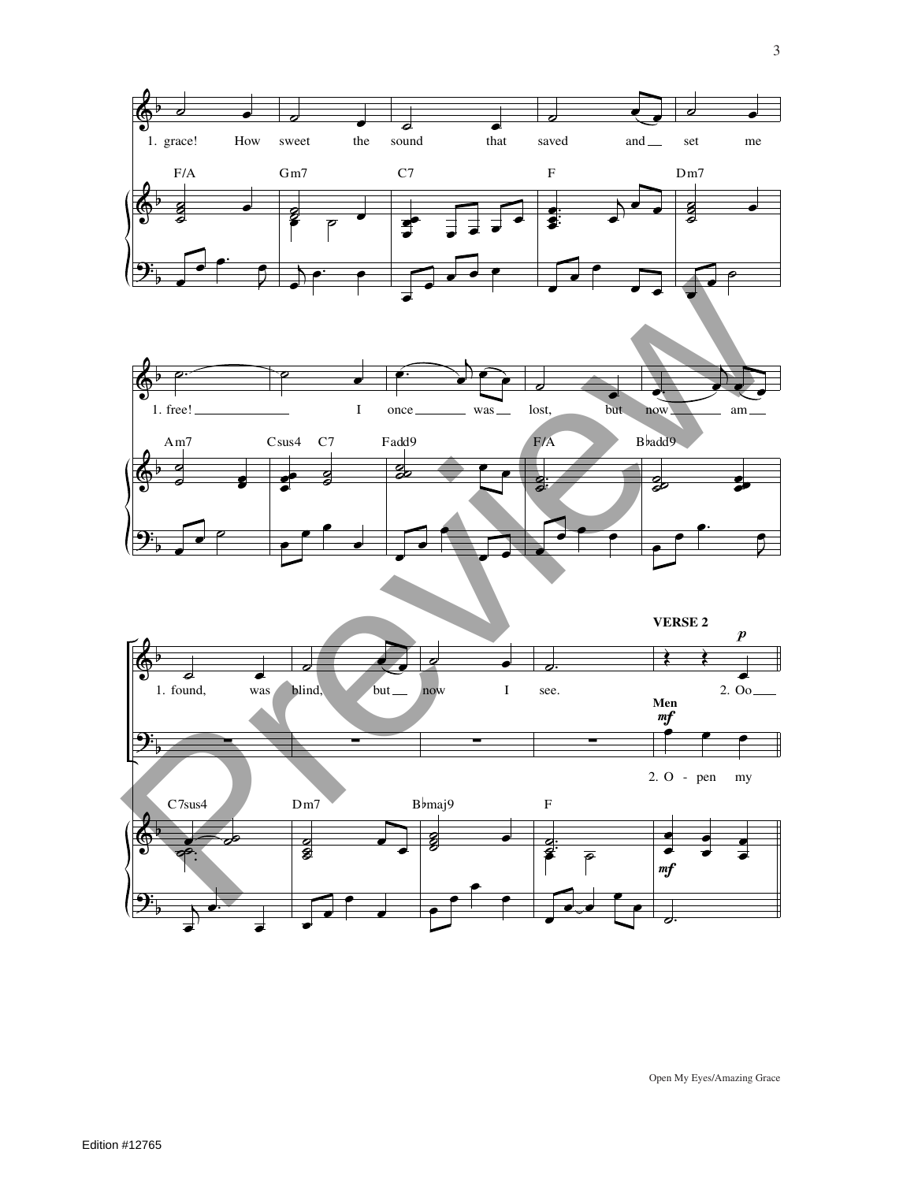1. grace! How sweet the sound that saved and set me

F/A Gm7 C7 F Dm7

1. free! I once was lost, but now am

Am7 Csus4 C7 Fadd9 F/A B♭add9

**VERSE 2**

*p*

1. found, was blind, but now I see. 2. Oo

**Men**

*mf*

2. O - pen my

C7sus4 Dm7 B♭maj9 F

*mf*

Open My Eyes/Amazing Grace

Edition #12765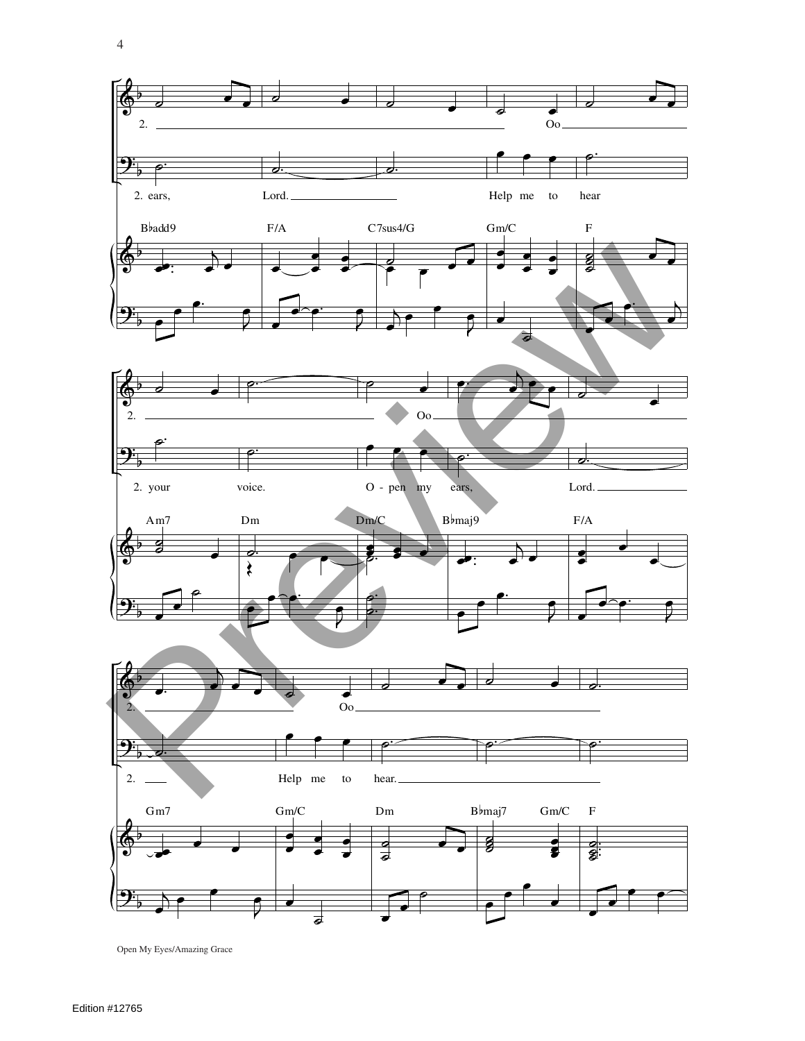2. Oo

2. ears, Lord. Help me to hear

B♭add9 F/A C7sus4/G Gm/C F

2. Oo

2. your voice. O - pen my ears, Lord.

Am7 Dm Dm/C B♭maj9 F/A

2. Oo

2. Help me to hear.

Gm7 Gm/C Dm B♭maj7 Gm/C F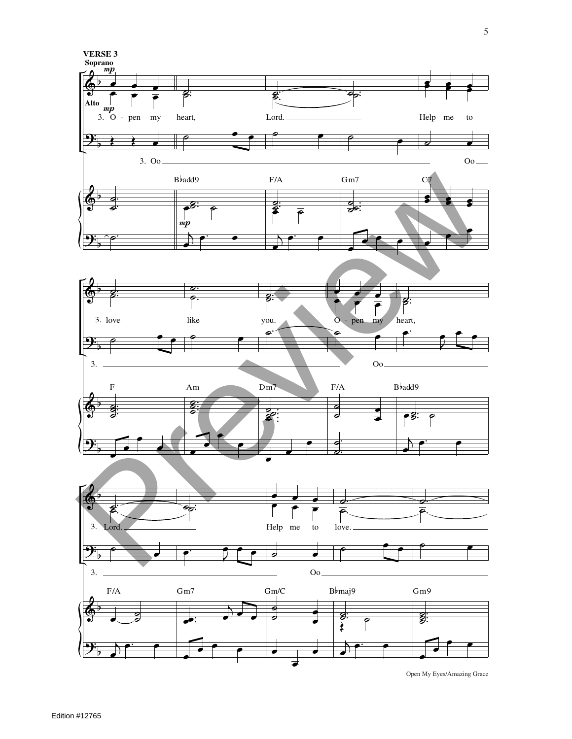**VERSE 3**

Soprano *mp*

Alto *mp*

3. O - pen my heart, Lord. Help me to

3. Oo Oo

B♭add9 F/A Gm7 C7

3. love like you. O - pen my heart,

3. Oo

F Am Dm7 F/A B♭add9

3. Lord. Help me to love.

3. Oo

F/A Gm7 Gm/C B♭maj9 Gm9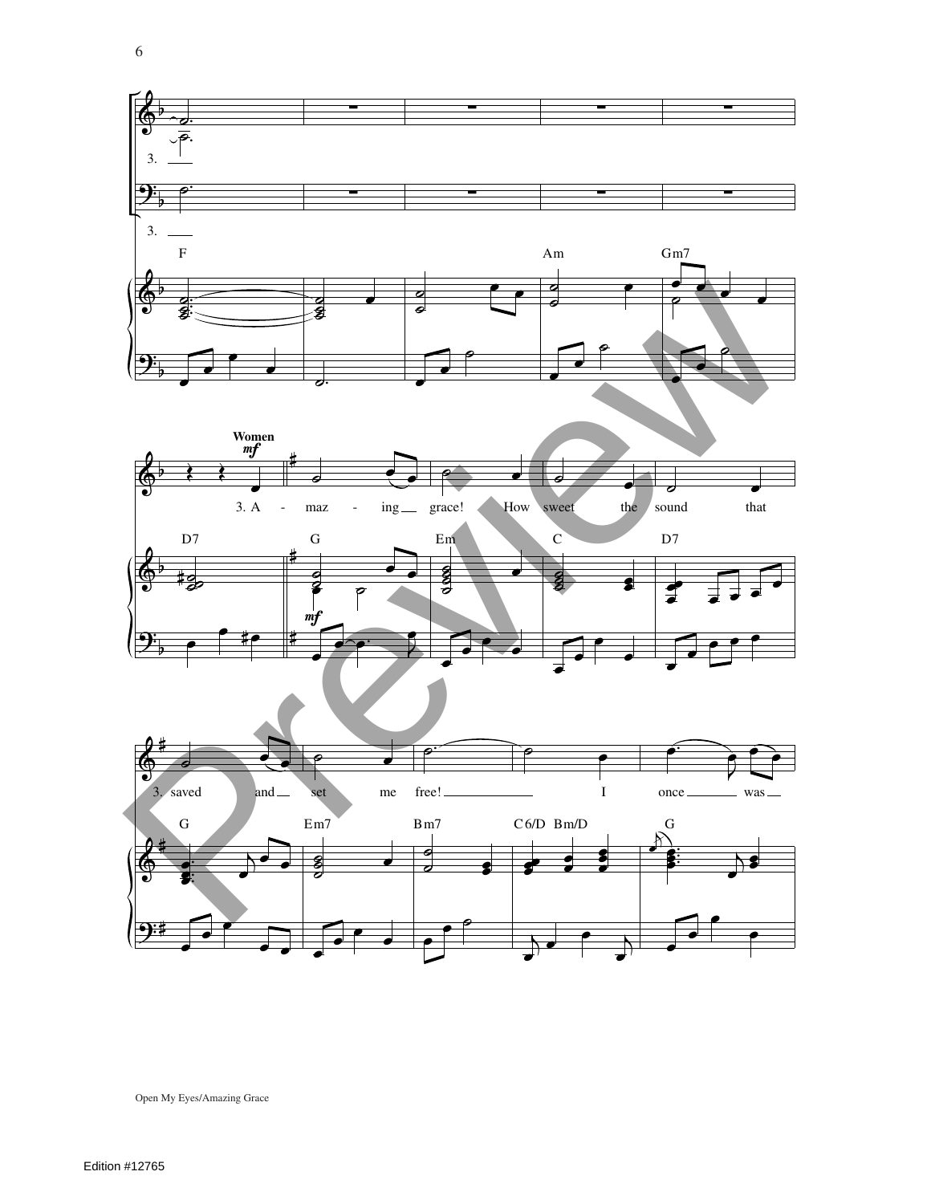3.

3.

F Am Gm7

Women
*mf*

3. A - maz - ing grace! How sweet the sound that

D7 G Em C D7

*mf*

3. saved and set me free! I once was

G Em7 Bm7 C6/D Bm/D G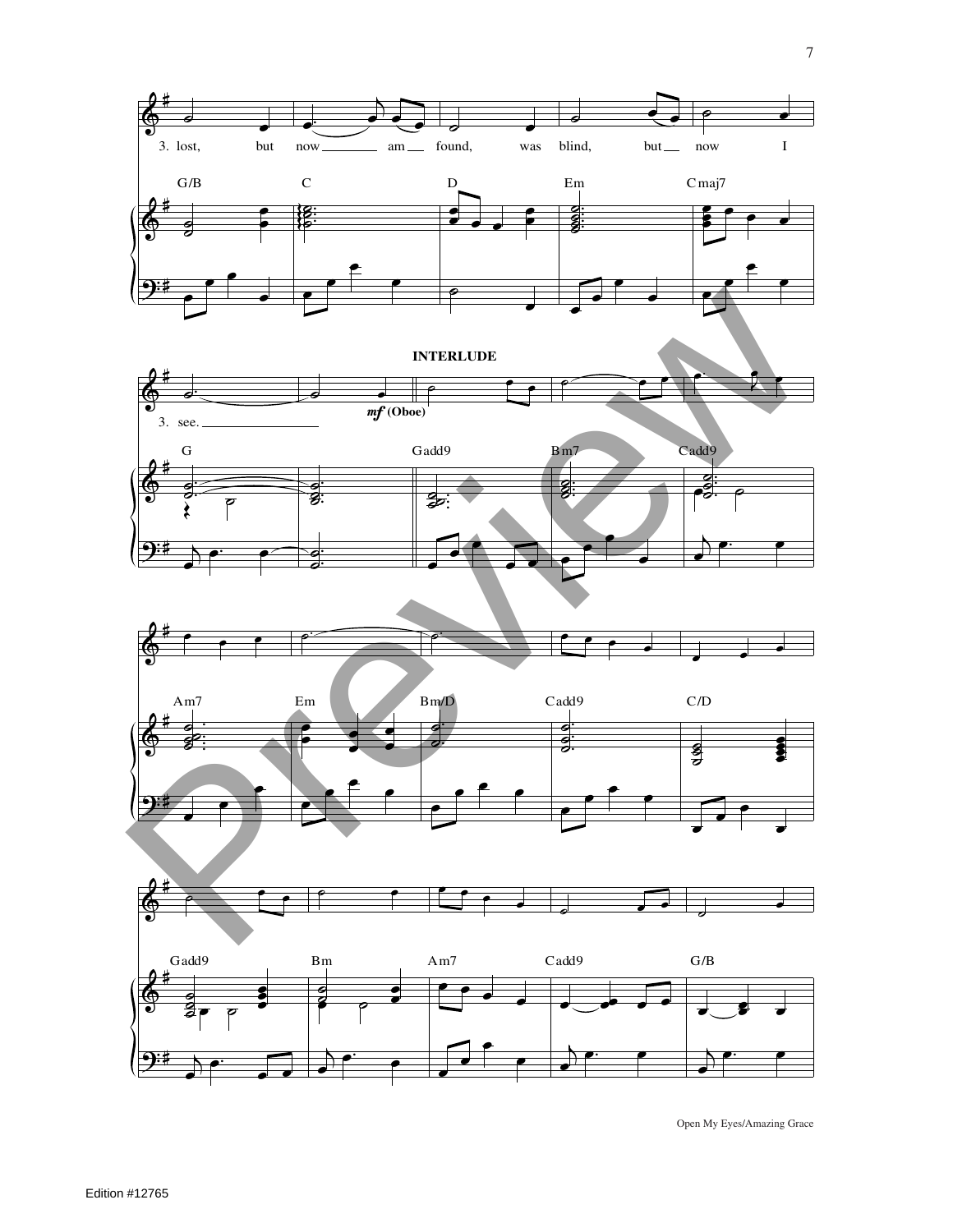3. lost, but now ___ am ___ found, was blind, but ___ now I

G/B C D Em Cmaj7

**INTERLUDE**

3. see. ___

*mf* (Oboe)

G Gadd9 Bm7 Cadd9

Am7 Em Bm/D Cadd9 C/D

Gadd9 Bm Am7 Cadd9 G/B

Open My Eyes/Amazing Grace

Edition #12765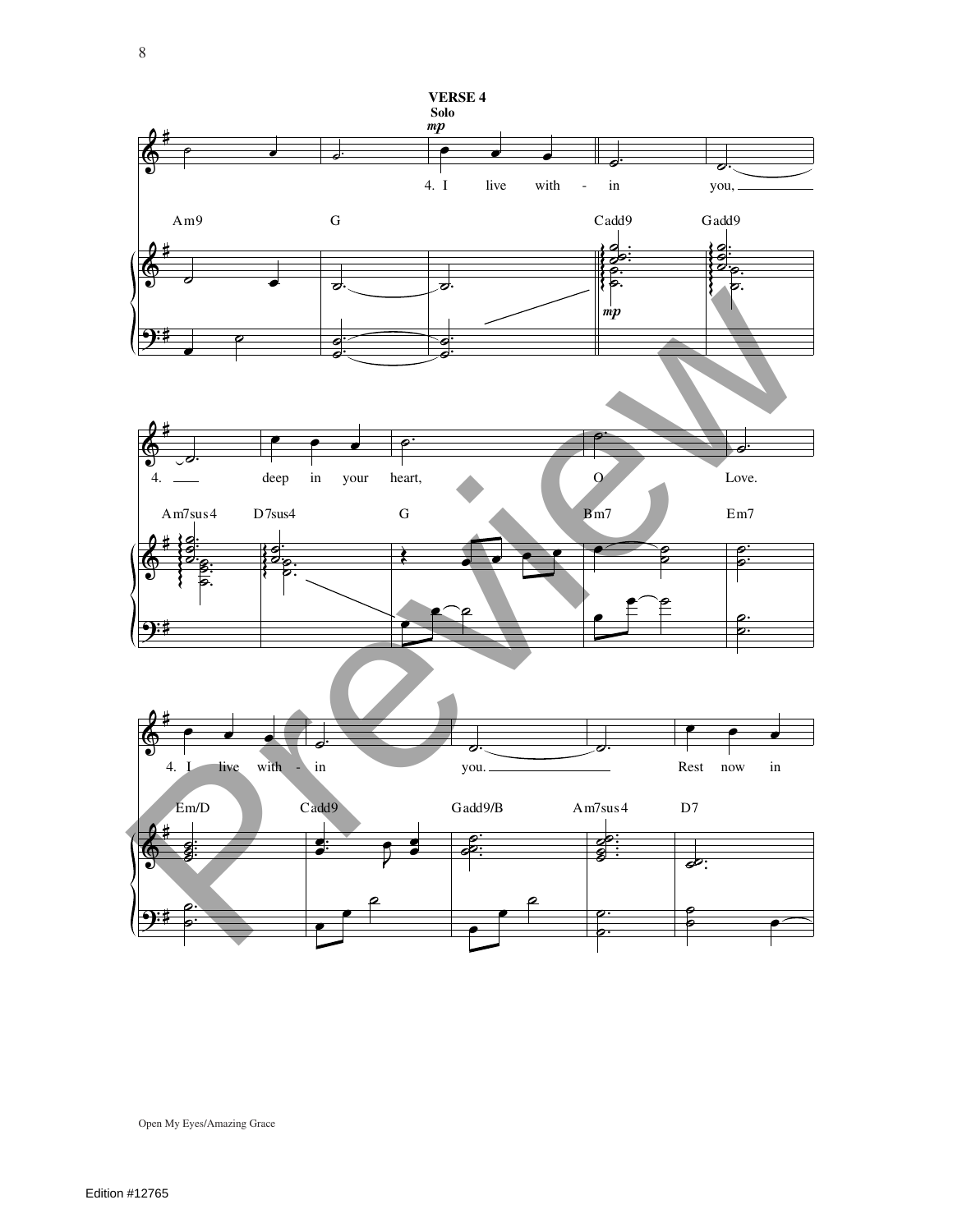**VERSE 4**

Solo

*mp*

4. I live with - in you,

Am9 G Cadd9 Gadd9

4. deep in your heart, O Love.

Am7sus4 D7sus4 G Bm7 Em7

4. I live with - in you. Rest now in

Em/D Cadd9 Gadd9/B Am7sus4 D7

Open My Eyes/Amazing Grace

Edition #12765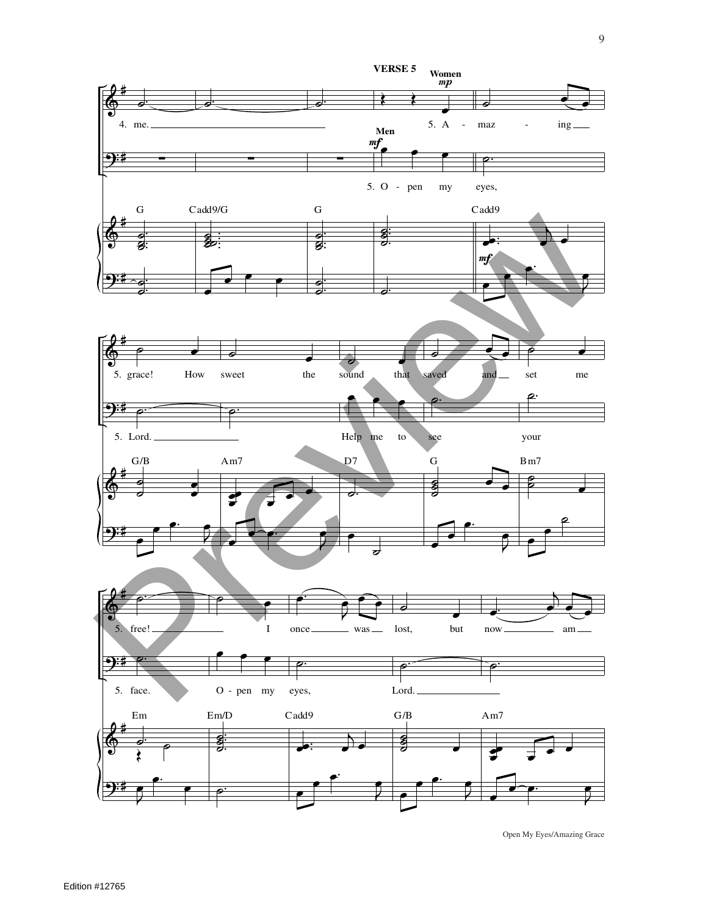**VERSE 5**

Women *mp*

4. me. 5. A - maz - ing

Men *mf*

5. O - pen my eyes,

G Cadd9/G G Cadd9

5. grace! How sweet the sound that saved and set me

5. Lord. Help me to see your

G/B Am7 D7 G Bm7

5. free! I once was lost, but now am

5. face. O - pen my eyes, Lord.

Em Em/D Cadd9 G/B Am7

Open My Eyes/Amazing Grace

Edition #12765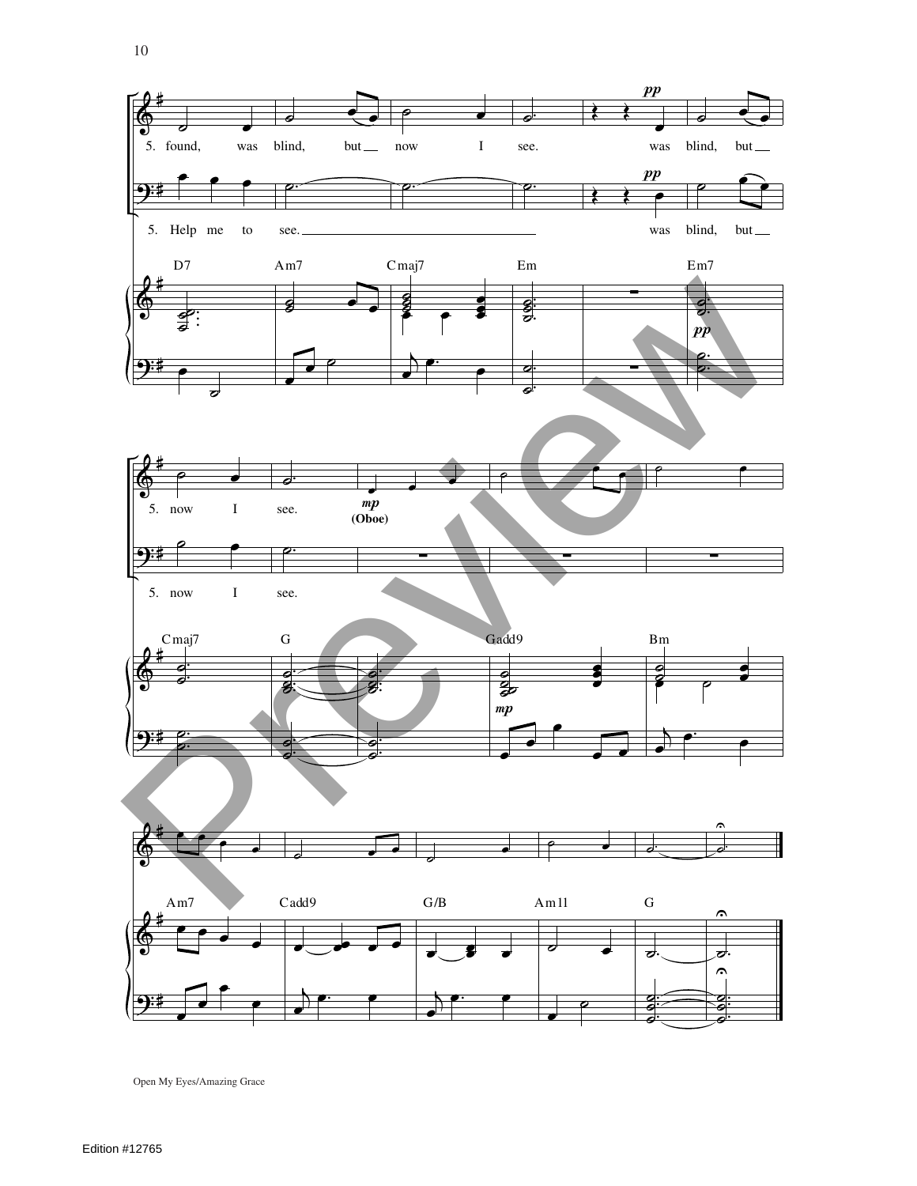5. found, was blind, but now I see. was blind, but

5. Help me to see. was blind, but

D7 Am7 Cmaj7 Em Em7

5. now I see. (Oboe)

5. now I see.

Cmaj7 G Gadd9 Bm

Am7 Cadd9 G/B Am11 G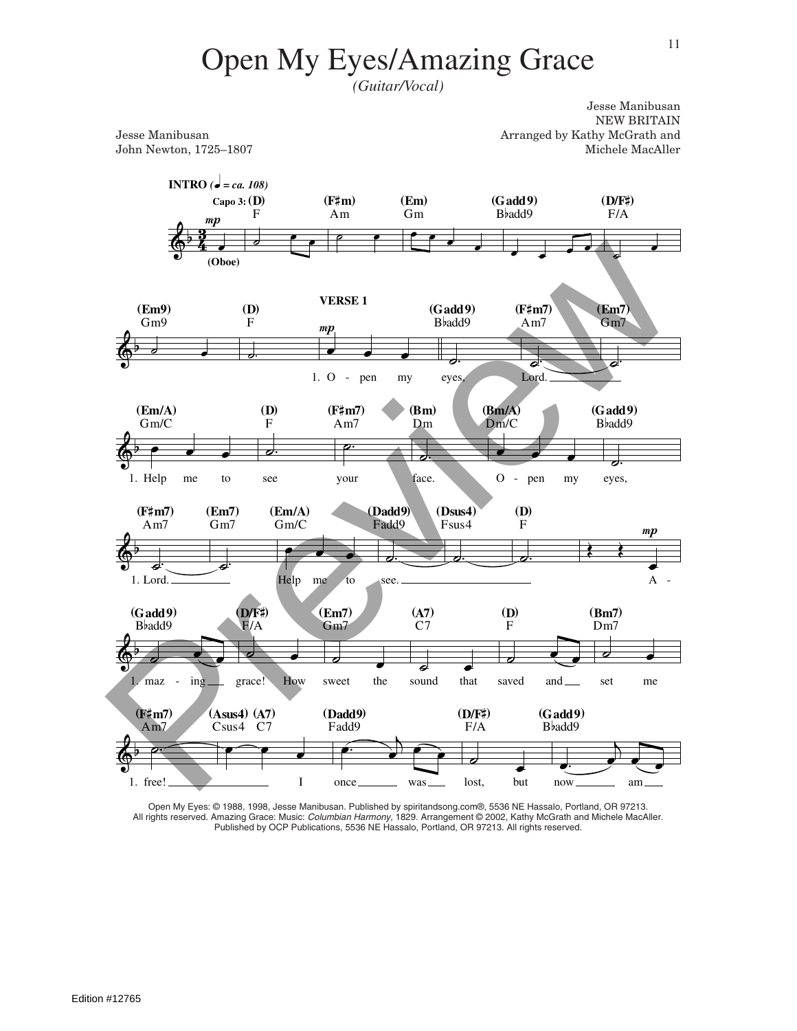# Open My Eyes/Amazing Grace

*(Guitar/Vocal)*

Jesse Manibusan
John Newton, 1725–1807

Jesse Manibusan
NEW BRITAIN
Arranged by Kathy McGrath and
Michele MacAller

INTRO (♩ = ca. 108)

Capo 3: (D) F (F♯m) Am (Em) Gm (Gadd9) B♭add9 (D/F♯) F/A

(Em9) Gm9 (D) F

VERSE 1

(Gadd9) B♭add9 (F♯m7) Am7 (Em7) Gm7

1. O - pen my eyes, Lord.

(Em/A) Gm/C (D) F (F♯m7) Am7 (Bm) Dm (Bm/A) Dm/C (Gadd9) B♭add9

1. Help me to see your face. O - pen my eyes,

(F♯m7) Am7 (Em7) Gm7 (Em/A) Gm/C (Dadd9) Fadd9 (Dsus4) Fsus4 (D) F

1. Lord. Help me to see. A -

(Gadd9) B♭add9 (D/F♯) F/A (Em7) Gm7 (A7) C7 (D) F (Bm7) Dm7

1. maz - ing grace! How sweet the sound that saved and set me

(F♯m7) Am7 (Asus4) Csus4 (A7) C7 (Dadd9) Fadd9 (D/F♯) F/A (Gadd9) B♭add9

1. free! I once was lost, but now am

Open My Eyes: © 1988, 1998, Jesse Manibusan. Published by spiritandsong.com®, 5536 NE Hassalo, Portland, OR 97213. All rights reserved. Amazing Grace: Music: *Columbian Harmony*, 1829. Arrangement © 2002, Kathy McGrath and Michele MacAller. Published by OCP Publications, 5536 NE Hassalo, Portland, OR 97213. All rights reserved.

Edition #12765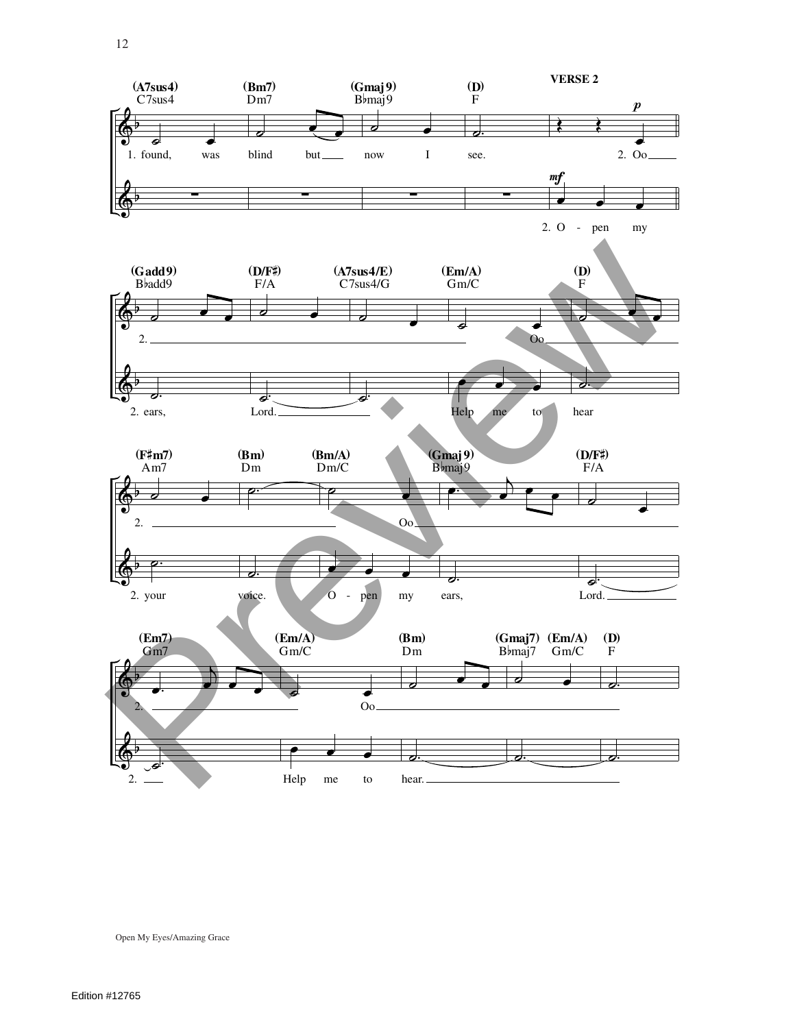VERSE 2

(A7sus4) C7sus4 | (Bm7) Dm7 | (Gmaj9) B♭maj9 | (D) F

1. found, was blind but now I see. 2. Oo

2. O - pen my

(Gadd9) B♭add9 | (D/F♯) F/A | (A7sus4/E) C7sus4/G | (Em/A) Gm/C | (D) F

2. Oo

2. ears, Lord. Help me to hear

(F♯m7) Am7 | (Bm) Dm | (Bm/A) Dm/C | (Gmaj9) B♭maj9 | (D/F♯) F/A

2. Oo

2. your voice. O - pen my ears, Lord.

(Em7) Gm7 | (Em/A) Gm/C | (Bm) Dm | (Gmaj7) B♭maj7 (Em/A) Gm/C | (D) F

2. Oo

2. Help me to hear.

Open My Eyes/Amazing Grace

Edition #12765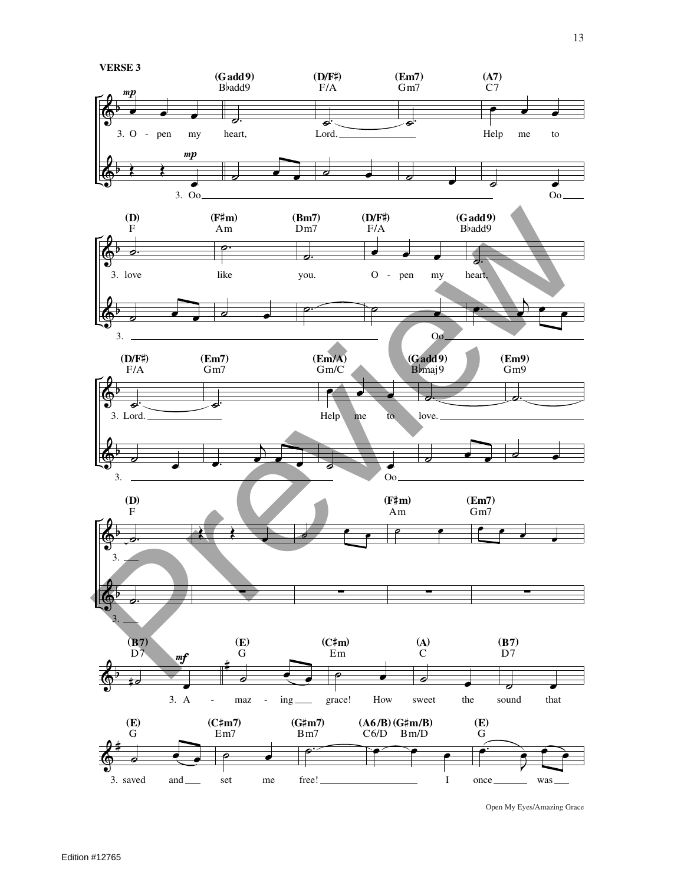**VERSE 3**

(Gadd9) B♭add9 | (D/F♯) F/A | (Em7) Gm7 | (A7) C7

3. O - pen my heart, Lord. Help me to

3. Oo Oo

(D) F | (F♯m) Am | (Bm7) Dm7 | (D/F♯) F/A | (Gadd9) B♭add9

3. love like you. O - pen my heart,

3. Oo

(D/F♯) F/A | (Em7) Gm7 | (Em/A) Gm/C | (Gadd9) B♭maj9 | (Em9) Gm9

3. Lord. Help me to love.

3. Oo

(D) F | (F♯m) Am | (Em7) Gm7

3.

3.

(B7) D7 | (E) G | (C♯m) Em | (A) C | (B7) D7

3. A - maz - ing grace! How sweet the sound that

(E) G | (C♯m7) Em7 | (G♯m7) Bm7 | (A6/B) C6/D | (G♯m/B) Bm/D | (E) G

3. saved and set me free! I once was

Open My Eyes/Amazing Grace

Edition #12765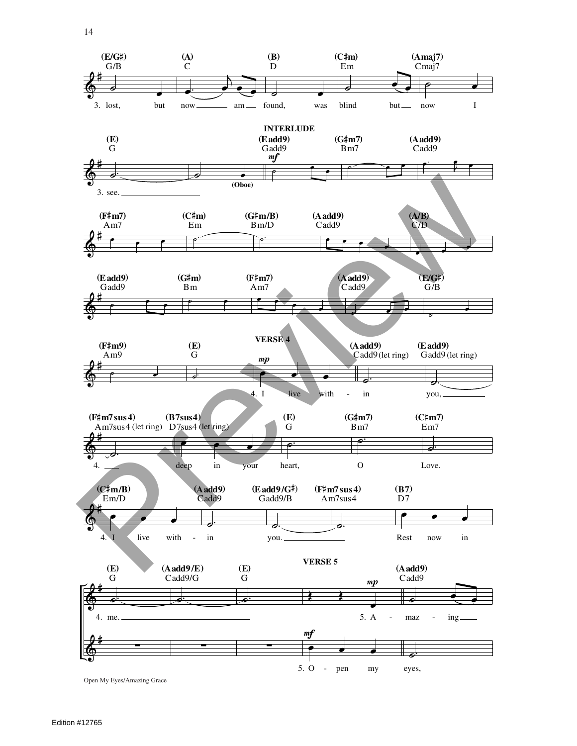(E/G♯) G/B | (A) C | (B) D | (C♯m) Em | (Amaj7) Cmaj7

3. lost, but now ___ am ___ found, was blind but ___ now I

**INTERLUDE**

(E) G | (Eadd9) Gadd9 | (G♯m7) Bm7 | (Aadd9) Cadd9

*mf*

3. see. ___ (Oboe)

(F♯m7) Am7 | (C♯m) Em | (G♯m/B) Bm/D | (Aadd9) Cadd9 | (A/B) C/D

(Eadd9) Gadd9 | (G♯m) Bm | (F♯m7) Am7 | (Aadd9) Cadd9 | (E/G♯) G/B

**VERSE 4**

(F♯m9) Am9 | (E) G | (Aadd9) Cadd9 (let ring) | (Eadd9) Gadd9 (let ring)

*mp*

4. I live with - in you, ___

(F♯m7sus4) Am7sus4 (let ring) | (B7sus4) D7sus4 (let ring) | (E) G | (G♯m7) Bm7 | (C♯m7) Em7

4. ___ deep in your heart, O Love.

(C♯m/B) Em/D | (Aadd9) Cadd9 | (Eadd9/G♯) Gadd9/B | (F♯m7sus4) Am7sus4 | (B7) D7

4. I live with - in you. ___ Rest now in

**VERSE 5**

(E) G | (Aadd9/E) Cadd9/G | (E) G | (Aadd9) Cadd9

*mp*

4. me. ___ 5. A - maz - ing ___

*mf*

5. O - pen my eyes,

Open My Eyes/Amazing Grace

Edition #12765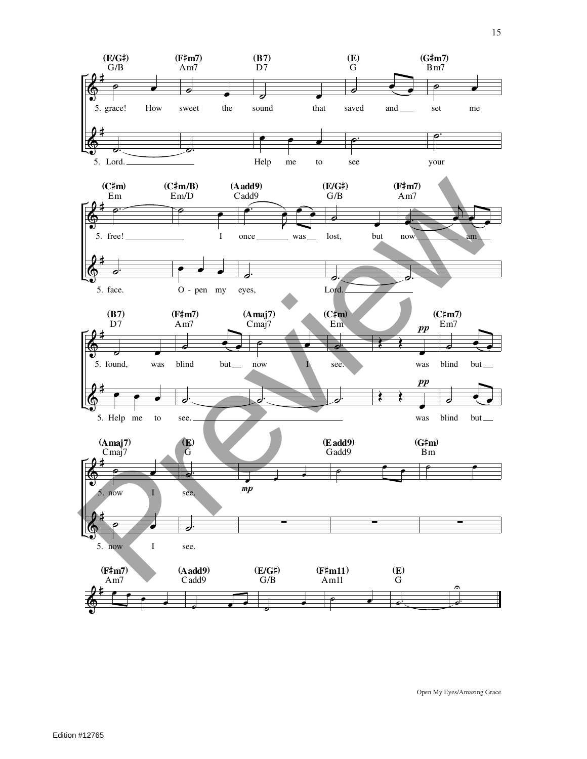(E/G♯) G/B (F♯m7) Am7 (B7) D7 (E) G (G♯m7) Bm7

5. grace! How sweet the sound that saved and set me

5. Lord. Help me to see your

(C♯m) Em (C♯m/B) Em/D (Aadd9) Cadd9 (E/G♯) G/B (F♯m7) Am7

5. free! I once was lost, but now am

5. face. O - pen my eyes, Lord.

(B7) D7 (F♯m7) Am7 (Amaj7) Cmaj7 (C♯m) Em (C♯m7) Em7

5. found, was blind but now I see. *pp* was blind but

5. Help me to see. *pp* was blind but

(Amaj7) Cmaj7 (E) G (Eadd9) Gadd9 (G♯m) Bm

5. now I see. *mp*

5. now I see.

(F♯m7) Am7 (Aadd9) Cadd9 (E/G♯) G/B (F♯m11) Am11 (E) G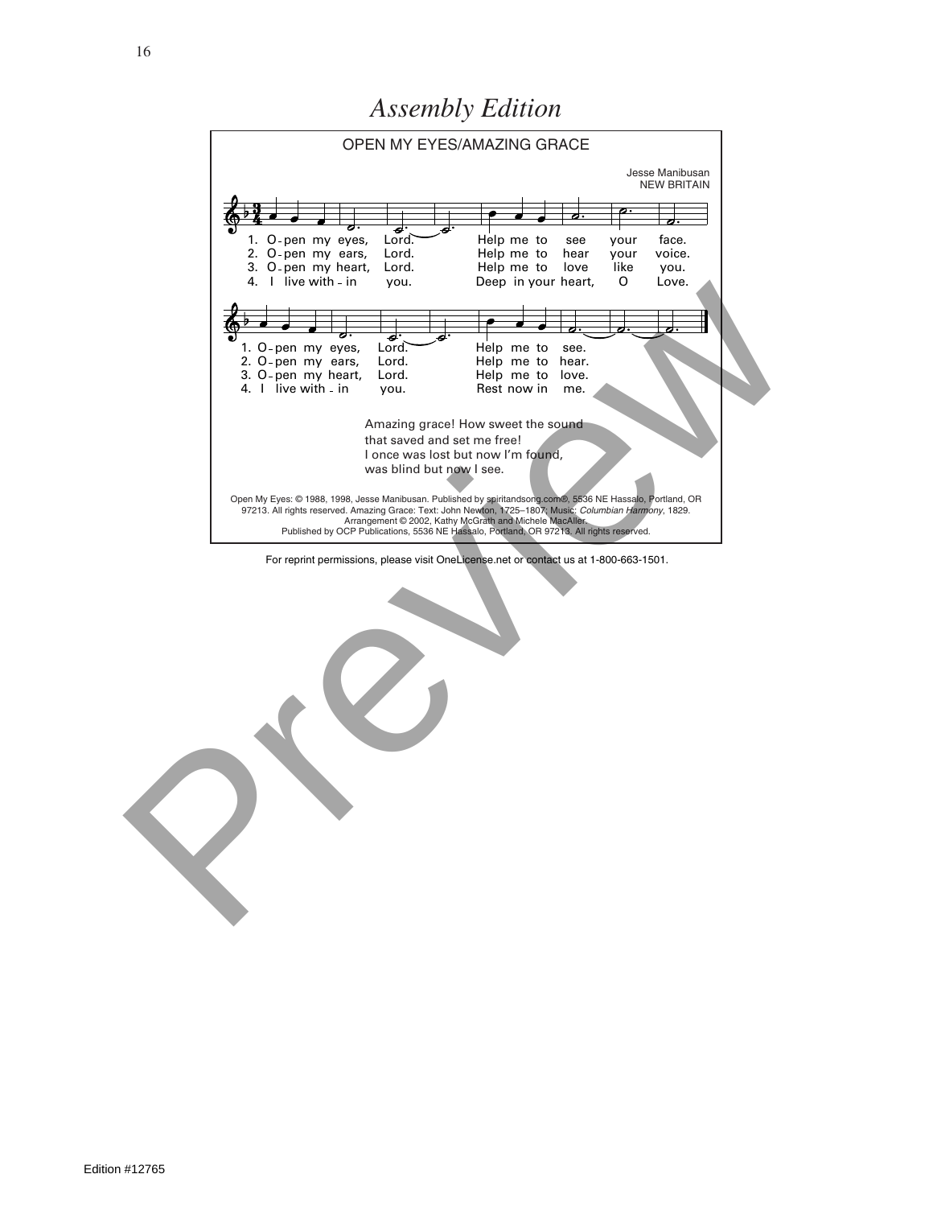# *Assembly Edition*

## OPEN MY EYES/AMAZING GRACE

Jesse Manibusan
NEW BRITAIN

1. O-pen my eyes, Lord. Help me to see your face.
2. O-pen my ears, Lord. Help me to hear your voice.
3. O-pen my heart, Lord. Help me to love like you.
4. I live with-in you. Deep in your heart, O Love.

1. O-pen my eyes, Lord. Help me to see.
2. O-pen my ears, Lord. Help me to hear.
3. O-pen my heart, Lord. Help me to love.
4. I live with-in you. Rest now in me.

Amazing grace! How sweet the sound
that saved and set me free!
I once was lost but now I'm found,
was blind but now I see.

Open My Eyes: © 1988, 1998, Jesse Manibusan. Published by spiritandsong.com®, 5536 NE Hassalo, Portland, OR 97213. All rights reserved. Amazing Grace: Text: John Newton, 1725–1807; Music: *Columbian Harmony*, 1829. Arrangement © 2002, Kathy McGrath and Michele MacAller. Published by OCP Publications, 5536 NE Hassalo, Portland, OR 97213. All rights reserved.

For reprint permissions, please visit OneLicense.net or contact us at 1-800-663-1501.

Edition #12765